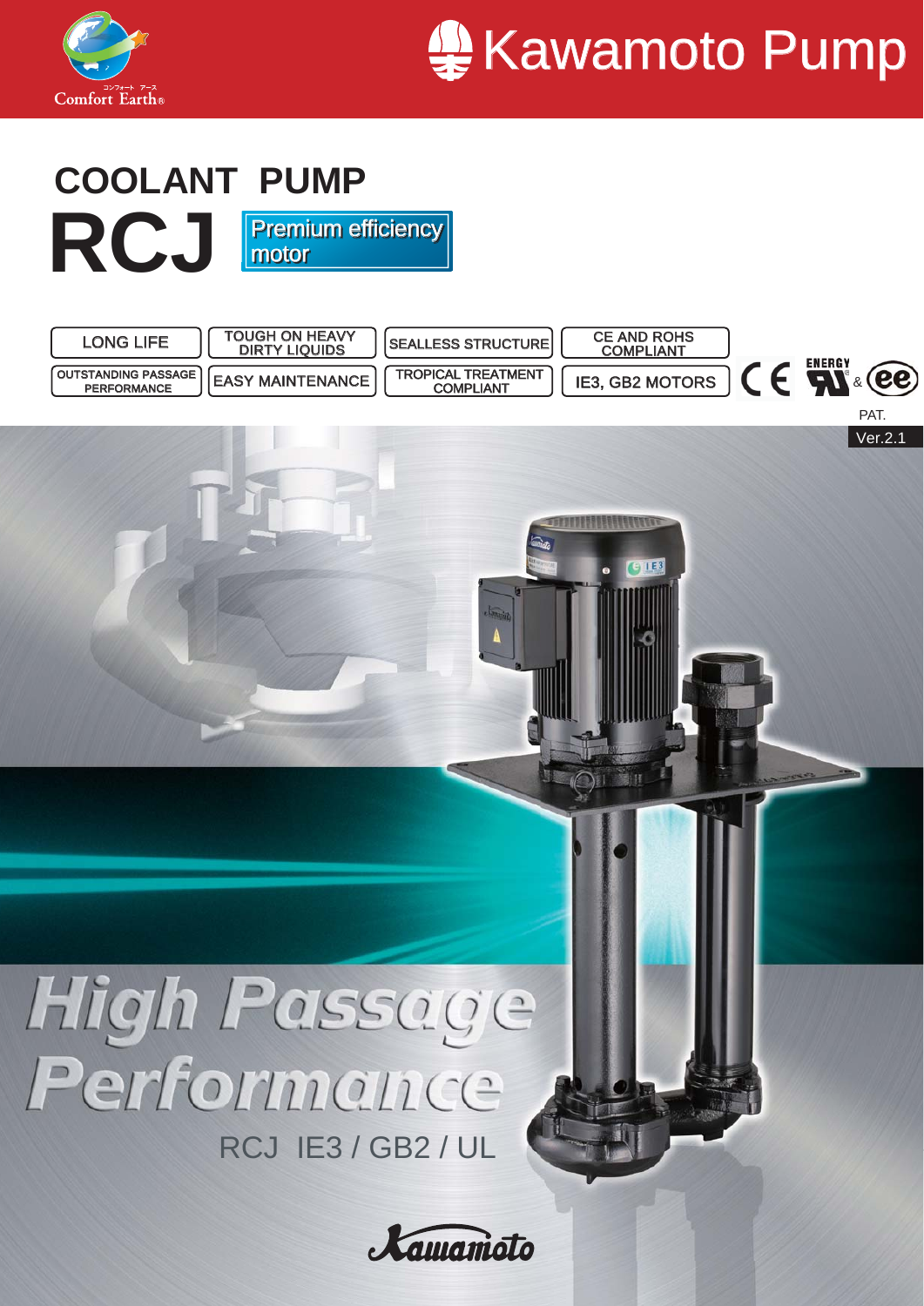Comfort Earth®

Kawamoto Pump

# COOLANT PUMP

# RCJ

Premium efficiency motor

- LONG LIFE
- TOUGH ON HEAVY DIRTY LIQUIDS
- SEALLESS STRUCTURE
- CE AND ROHS COMPLIANT
- OUTSTANDING PASSAGE PERFORMANCE
- EASY MAINTENANCE
- TROPICAL TREATMENT COMPLIANT
- IE3, GB2 MOTORS

CE ENERGY UL & ee

PAT.

Ver.2.1

## High Passage Performance

RCJ IE3 / GB2 / UL

Kawamoto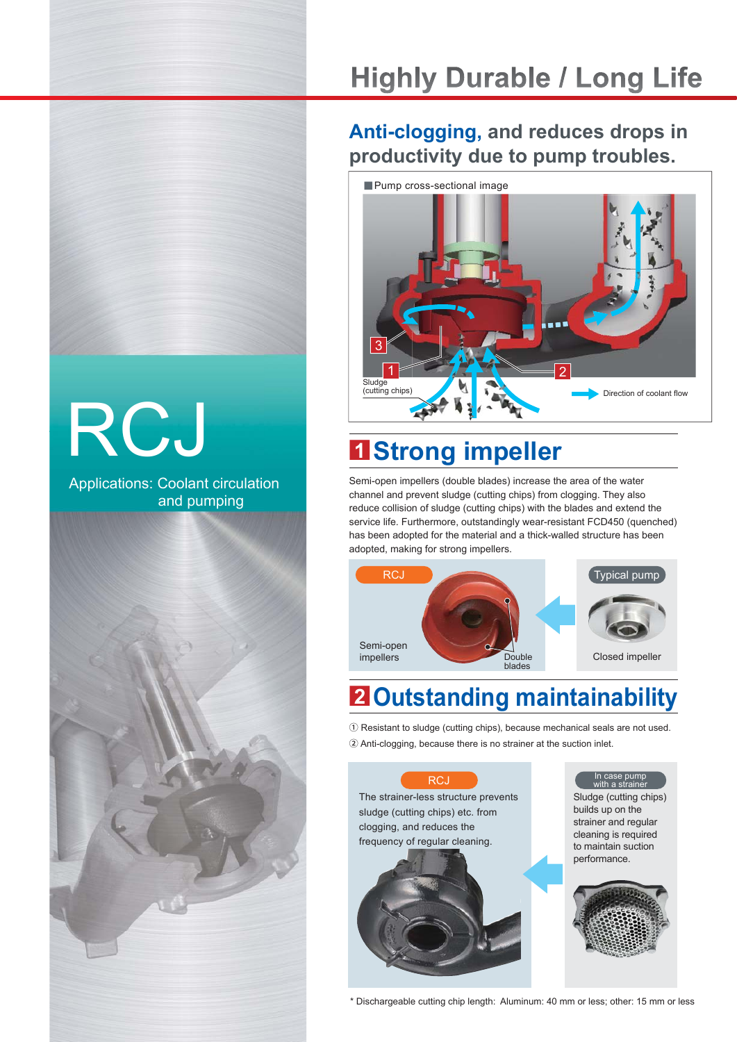# RCJ

Applications: Coolant circulation and pumping

# Highly Durable / Long Life

## Anti-clogging, and reduces drops in productivity due to pump troubles.

■Pump cross-sectional image

Sludge (cutting chips)

Direction of coolant flow

## 1 Strong impeller

Semi-open impellers (double blades) increase the area of the water channel and prevent sludge (cutting chips) from clogging. They also reduce collision of sludge (cutting chips) with the blades and extend the service life. Furthermore, outstandingly wear-resistant FCD450 (quenched) has been adopted for the material and a thick-walled structure has been adopted, making for strong impellers.

RCJ — Semi-open impellers, Double blades

Typical pump — Closed impeller

## 2 Outstanding maintainability

① Resistant to sludge (cutting chips), because mechanical seals are not used.

② Anti-clogging, because there is no strainer at the suction inlet.

**RCJ**

The strainer-less structure prevents sludge (cutting chips) etc. from clogging, and reduces the frequency of regular cleaning.

**In case pump with a strainer**

Sludge (cutting chips) builds up on the strainer and regular cleaning is required to maintain suction performance.

* Dischargeable cutting chip length: Aluminum: 40 mm or less; other: 15 mm or less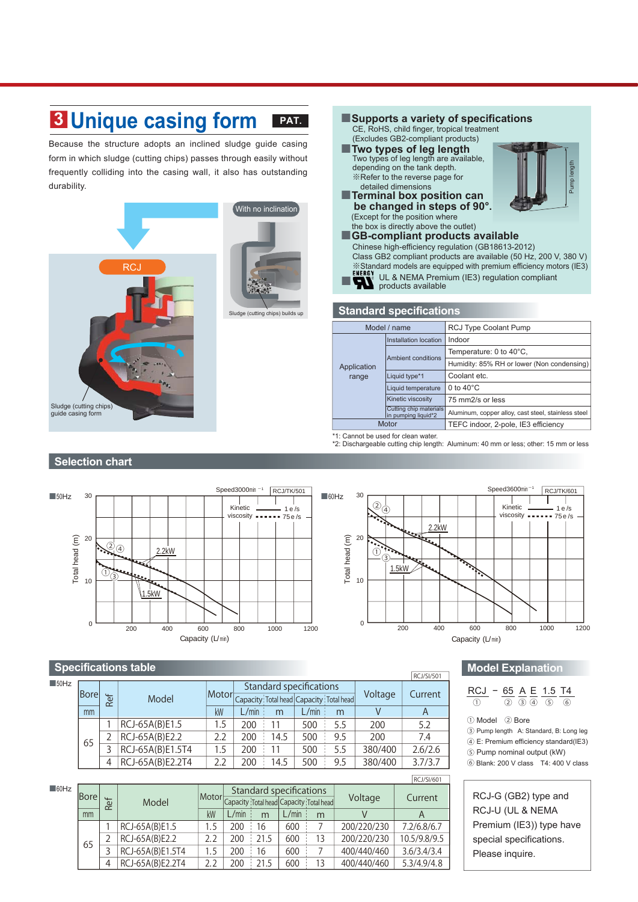## 3 Unique casing form PAT.

Because the structure adopts an inclined sludge guide casing form in which sludge (cutting chips) passes through easily without frequently colliding into the casing wall, it also has outstanding durability.

RCJ

Sludge (cutting chips) guide casing form

With no inclination

Sludge (cutting chips) builds up

### Supports a variety of specifications

CE, RoHS, child finger, tropical treatment
(Excludes GB2-compliant products)

### Two types of leg length

Two types of leg length are available, depending on the tank depth.
※Refer to the reverse page for detailed dimensions

Pump length

### Terminal box position can be changed in steps of 90°.

(Except for the position where the box is directly above the outlet)

### GB-compliant products available

Chinese high-efficiency regulation (GB18613-2012)
Class GB2 compliant products are available (50 Hz, 200 V, 380 V)
※Standard models are equipped with premium efficiency motors (IE3)

UL & NEMA Premium (IE3) regulation compliant products available

## Standard specifications

| Model / name | | RCJ Type Coolant Pump |
|---|---|---|
| Application range | Installation location | Indoor |
| | Ambient conditions | Temperature: 0 to 40°C, |
| | | Humidity: 85% RH or lower (Non condensing) |
| | Liquid type*1 | Coolant etc. |
| | Liquid temperature | 0 to 40°C |
| | Kinetic viscosity | 75 mm2/s or less |
| | Cutting chip materials in pumping liquid*2 | Aluminum, copper alloy, cast steel, stainless steel |
| Motor | | TEFC indoor, 2-pole, IE3 efficiency |

*1: Cannot be used for clean water.
*2: Dischargeable cutting chip length: Aluminum: 40 mm or less; other: 15 mm or less

## Selection chart

■50Hz — Speed3000min⁻¹ — RCJ/TK/501
Total head (m) vs Capacity (L/min); Kinetic viscosity: 1 e/s (solid), 75 e/s (dotted); curves ① ③ 1.5kW, ② ④ 2.2kW

■60Hz — Speed3600min⁻¹ — RCJ/TK/601
Total head (m) vs Capacity (L/min); Kinetic viscosity: 1 e/s (solid), 75 e/s (dotted); curves ① ③ 1.5kW, ② ④ 2.2kW

## Specifications table

■50Hz (RCJ/SI/501)

| Bore | Ref | Model | Motor | Standard specifications | | | | Voltage | Current |
|---|---|---|---|---|---|---|---|---|---|
| | | | | Capacity | Total head | Capacity | Total head | | |
| mm | | | kW | L/min | m | L/min | m | V | A |
| 65 | 1 | RCJ-65A(B)E1.5 | 1.5 | 200 | 11 | 500 | 5.5 | 200 | 5.2 |
| | 2 | RCJ-65A(B)E2.2 | 2.2 | 200 | 14.5 | 500 | 9.5 | 200 | 7.4 |
| | 3 | RCJ-65A(B)E1.5T4 | 1.5 | 200 | 11 | 500 | 5.5 | 380/400 | 2.6/2.6 |
| | 4 | RCJ-65A(B)E2.2T4 | 2.2 | 200 | 14.5 | 500 | 9.5 | 380/400 | 3.7/3.7 |

■60Hz (RCJ/SI/601)

| Bore | Ref | Model | Motor | Standard specifications | | | | Voltage | Current |
|---|---|---|---|---|---|---|---|---|---|
| | | | | Capacity | Total head | Capacity | Total head | | |
| mm | | | kW | L/min | m | L/min | m | V | A |
| 65 | 1 | RCJ-65A(B)E1.5 | 1.5 | 200 | 16 | 600 | 7 | 200/220/230 | 7.2/6.8/6.7 |
| | 2 | RCJ-65A(B)E2.2 | 2.2 | 200 | 21.5 | 600 | 13 | 200/220/230 | 10.5/9.8/9.5 |
| | 3 | RCJ-65A(B)E1.5T4 | 1.5 | 200 | 16 | 600 | 7 | 400/440/460 | 3.6/3.4/3.4 |
| | 4 | RCJ-65A(B)E2.2T4 | 2.2 | 200 | 21.5 | 600 | 13 | 400/440/460 | 5.3/4.9/4.8 |

## Model Explanation

RCJ – 65 A E 1.5 T4
① ② ③ ④ ⑤ ⑥

① Model ② Bore
③ Pump length A: Standard, B: Long leg
④ E: Premium efficiency standard(IE3)
⑤ Pump nominal output (kW)
⑥ Blank: 200 V class T4: 400 V class

RCJ-G (GB2) type and RCJ-U (UL & NEMA Premium (IE3)) type have special specifications. Please inquire.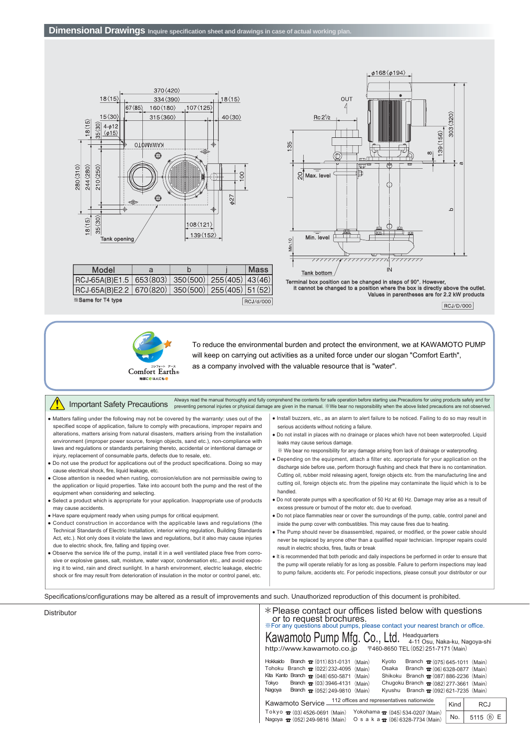## Dimensional Drawings Inquire specification sheet and drawings in case of actual working plan.

370(420)
334(390)
18(15)
18(15)
67(85)
160(180)
107(125)
15(30)
315(360)
40(30)
18(15)
35(30)
4-φ12 (φ15)
KAWAMOTO
280(310)
244(280)
210(250)
100
φ27
18(15)
35(30)
108(121)
139(152)
Tank opening

| Model | a | b | j | Mass |
|---|---|---|---|---|
| RCJ-65A(B)E1.5 | 653(803) | 350(500) | 255(405) | 43(46) |
| RCJ-65A(B)E2.2 | 670(820) | 350(500) | 255(405) | 51(52) |

※Same for T4 type

RCJ/d/000

φ168(φ194)
OUT
Rc 2½
135
303(320)
139(156)
8
a
20
Max. level
j
b
Min. level
Min.10
Tank bottom
IN

Terminal box position can be changed in steps of 90°. However, it cannot be changed to a position where the box is directly above the outlet.
Values in parentheses are for 2.2 kW products

RCJ/D/000

Comfort Earth®

To reduce the environmental burden and protect the environment, we at KAWAMOTO PUMP will keep on carrying out activities as a united force under our slogan "Comfort Earth", as a company involved with the valuable resource that is "water".

## Important Safety Precautions

Always read the manual thoroughly and fully comprehend the contents for safe operation before starting use.Precautions for using products safely and for preventing personal injuries or physical damage are given in the manual. ※We bear no responsibility when the above listed precautions are not observed.

- Matters falling under the following may not be covered by the warranty: uses out of the specified scope of application, failure to comply with precautions, improper repairs and alterations, matters arising from natural disasters, matters arising from the installation environment (improper power source, foreign objects, sand etc.), non-compliance with laws and regulations or standards pertaining thereto, accidental or intentional damage or injury, replacement of consumable parts, defects due to resale, etc.
- Do not use the product for applications out of the product specifications. Doing so may cause electrical shock, fire, liquid leakage, etc.
- Close attention is needed when rusting, corrosion/elution are not permissible owing to the application or liquid properties. Take into account both the pump and the rest of the equipment when considering and selecting.
- Select a product which is appropriate for your application. Inappropriate use of products may cause accidents.
- Have spare equipment ready when using pumps for critical equipment.
- Conduct construction in accordance with the applicable laws and regulations (the Technical Standards of Electric Installation, interior wiring regulation, Building Standards Act, etc.). Not only does it violate the laws and regulations, but it also may cause injuries due to electric shock, fire, falling and tipping over.
- Observe the service life of the pump, install it in a well ventilated place free from corrosive or explosive gases, salt, moisture, water vapor, condensation etc., and avoid exposing it to wind, rain and direct sunlight. In a harsh environment, electric leakage, electric shock or fire may result from deterioration of insulation in the motor or control panel, etc.
- Install buzzers, etc., as an alarm to alert failure to be noticed. Failing to do so may result in serious accidents without noticing a failure.
- Do not install in places with no drainage or places which have not been waterproofed. Liquid leaks may cause serious damage.
  ※ We bear no responsibility for any damage arising from lack of drainage or waterproofing.
- Depending on the equipment, attach a filter etc. appropriate for your application on the discharge side before use, perform thorough flushing and check that there is no contamination. Cutting oil, rubber mold releasing agent, foreign objects etc. from the manufacturing line and cutting oil, foreign objects etc. from the pipeline may contaminate the liquid which is to be handled.
- Do not operate pumps with a specification of 50 Hz at 60 Hz. Damage may arise as a result of excess pressure or burnout of the motor etc. due to overload.
- Do not place flammables near or cover the surroundings of the pump, cable, control panel and inside the pump cover with combustibles. This may cause fires due to heating.
- The Pump should never be disassembled, repaired, or modified, or the power cable should never be replaced by anyone other than a qualified repair technician. Improper repairs could result in electric shocks, fires, faults or break
- It is recommended that both periodic and daily inspections be performed in order to ensure that the pump will operate reliably for as long as possible. Failure to perform inspections may lead to pump failure, accidents etc. For periodic inspections, please consult your distributor or our

Specifications/configurations may be altered as a result of improvements and such. Unauthorized reproduction of this document is prohibited.

Distributor

*Please contact our offices listed below with questions or to request brochures.
※For any questions about pumps, please contact your nearest branch or office.

**Kawamoto Pump Mfg. Co., Ltd.** Headquarters 4-11 Osu, Naka-ku, Nagoya-shi
http://www.kawamoto.co.jp 〒460-8650 TEL (052) 251-7171 (Main)

| | | | | | |
|---|---|---|---|---|---|
| Hokkaido Branch | ☎ (011) 831-0131 (Main) | Kyoto Branch | ☎ (075) 645-1011 (Main) | | |
| Tohoku Branch | ☎ (022) 232-4095 (Main) | Osaka Branch | ☎ (06) 6328-0877 (Main) | | |
| Kita Kanto Branch | ☎ (048) 650-5871 (Main) | Shikoku Branch | ☎ (087) 886-2236 (Main) | | |
| Tokyo Branch | ☎ (03) 3946-4131 (Main) | Chugoku Branch | ☎ (082) 277-3661 (Main) | | |
| Nagoya Branch | ☎ (052) 249-9810 (Main) | Kyushu Branch | ☎ (092) 621-7235 (Main) | | |

Kawamoto Service 112 offices and representatives nationwide

| | | | |
|---|---|---|---|
| Tokyo | ☎ (03) 4526-0691 (Main) | Yokohama | ☎ (045) 534-0207 (Main) |
| Nagoya | ☎ (052) 249-9816 (Main) | Osaka | ☎ (06) 6328-7734 (Main) |

| Kind | RCJ |
|---|---|
| No. | 5115 Ⓑ E |